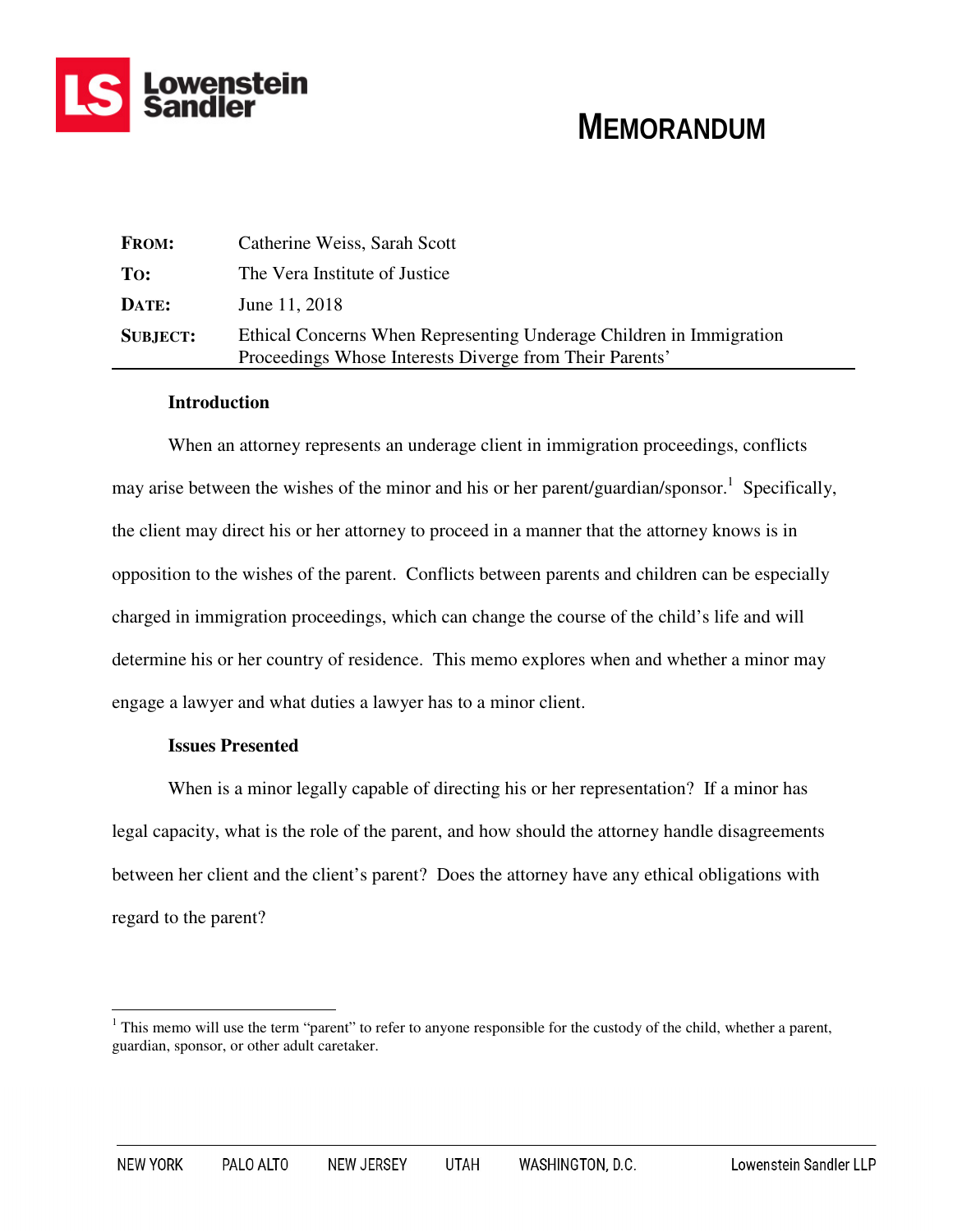# MEMORANDUM

| | |
|---|---|
| **FROM:** | Catherine Weiss, Sarah Scott |
| **TO:** | The Vera Institute of Justice |
| **DATE:** | June 11, 2018 |
| **SUBJECT:** | Ethical Concerns When Representing Underage Children in Immigration Proceedings Whose Interests Diverge from Their Parents' |

## Introduction

When an attorney represents an underage client in immigration proceedings, conflicts may arise between the wishes of the minor and his or her parent/guardian/sponsor.[1] Specifically, the client may direct his or her attorney to proceed in a manner that the attorney knows is in opposition to the wishes of the parent. Conflicts between parents and children can be especially charged in immigration proceedings, which can change the course of the child's life and will determine his or her country of residence. This memo explores when and whether a minor may engage a lawyer and what duties a lawyer has to a minor client.

## Issues Presented

When is a minor legally capable of directing his or her representation? If a minor has legal capacity, what is the role of the parent, and how should the attorney handle disagreements between her client and the client's parent? Does the attorney have any ethical obligations with regard to the parent?

---

[1] This memo will use the term "parent" to refer to anyone responsible for the custody of the child, whether a parent, guardian, sponsor, or other adult caretaker.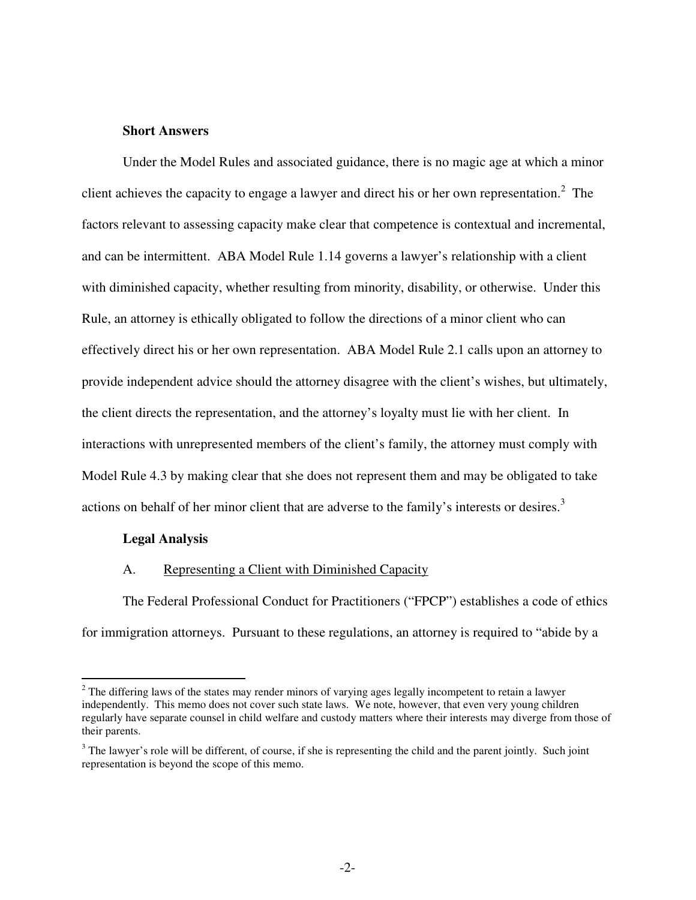**Short Answers**

Under the Model Rules and associated guidance, there is no magic age at which a minor client achieves the capacity to engage a lawyer and direct his or her own representation.[2] The factors relevant to assessing capacity make clear that competence is contextual and incremental, and can be intermittent. ABA Model Rule 1.14 governs a lawyer's relationship with a client with diminished capacity, whether resulting from minority, disability, or otherwise. Under this Rule, an attorney is ethically obligated to follow the directions of a minor client who can effectively direct his or her own representation. ABA Model Rule 2.1 calls upon an attorney to provide independent advice should the attorney disagree with the client's wishes, but ultimately, the client directs the representation, and the attorney's loyalty must lie with her client. In interactions with unrepresented members of the client's family, the attorney must comply with Model Rule 4.3 by making clear that she does not represent them and may be obligated to take actions on behalf of her minor client that are adverse to the family's interests or desires.[3]

**Legal Analysis**

A. <u>Representing a Client with Diminished Capacity</u>

The Federal Professional Conduct for Practitioners ("FPCP") establishes a code of ethics for immigration attorneys. Pursuant to these regulations, an attorney is required to "abide by a

---

[2] The differing laws of the states may render minors of varying ages legally incompetent to retain a lawyer independently. This memo does not cover such state laws. We note, however, that even very young children regularly have separate counsel in child welfare and custody matters where their interests may diverge from those of their parents.

[3] The lawyer's role will be different, of course, if she is representing the child and the parent jointly. Such joint representation is beyond the scope of this memo.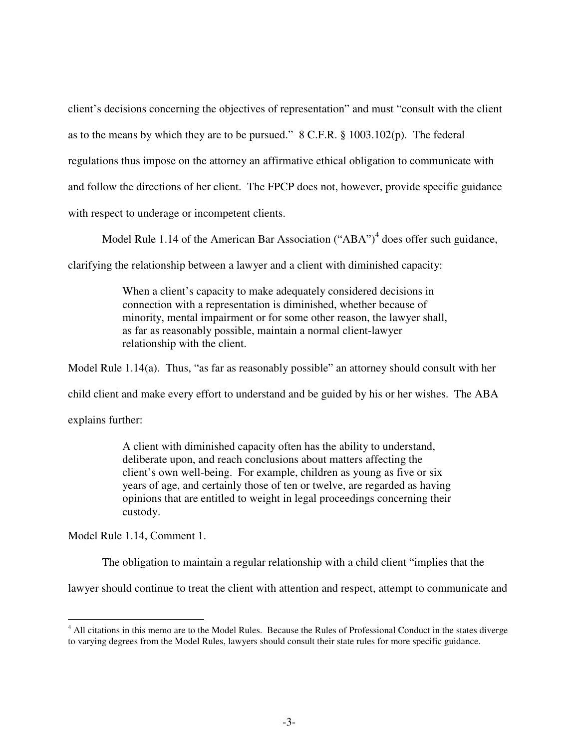client's decisions concerning the objectives of representation" and must "consult with the client as to the means by which they are to be pursued." 8 C.F.R. § 1003.102(p). The federal regulations thus impose on the attorney an affirmative ethical obligation to communicate with and follow the directions of her client. The FPCP does not, however, provide specific guidance with respect to underage or incompetent clients.

Model Rule 1.14 of the American Bar Association ("ABA")[4] does offer such guidance, clarifying the relationship between a lawyer and a client with diminished capacity:

> When a client's capacity to make adequately considered decisions in connection with a representation is diminished, whether because of minority, mental impairment or for some other reason, the lawyer shall, as far as reasonably possible, maintain a normal client-lawyer relationship with the client.

Model Rule 1.14(a). Thus, "as far as reasonably possible" an attorney should consult with her child client and make every effort to understand and be guided by his or her wishes. The ABA explains further:

> A client with diminished capacity often has the ability to understand, deliberate upon, and reach conclusions about matters affecting the client's own well-being. For example, children as young as five or six years of age, and certainly those of ten or twelve, are regarded as having opinions that are entitled to weight in legal proceedings concerning their custody.

Model Rule 1.14, Comment 1.

The obligation to maintain a regular relationship with a child client "implies that the lawyer should continue to treat the client with attention and respect, attempt to communicate and

---

[4] All citations in this memo are to the Model Rules. Because the Rules of Professional Conduct in the states diverge to varying degrees from the Model Rules, lawyers should consult their state rules for more specific guidance.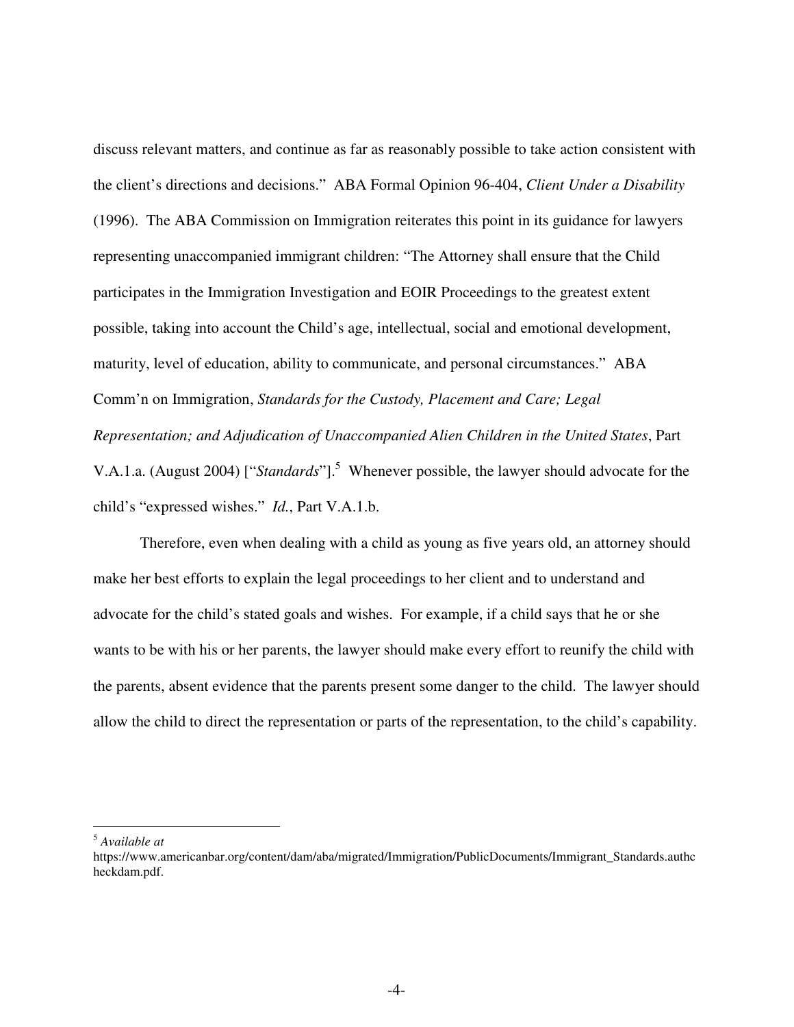discuss relevant matters, and continue as far as reasonably possible to take action consistent with the client's directions and decisions." ABA Formal Opinion 96-404, *Client Under a Disability* (1996). The ABA Commission on Immigration reiterates this point in its guidance for lawyers representing unaccompanied immigrant children: "The Attorney shall ensure that the Child participates in the Immigration Investigation and EOIR Proceedings to the greatest extent possible, taking into account the Child's age, intellectual, social and emotional development, maturity, level of education, ability to communicate, and personal circumstances." ABA Comm'n on Immigration, *Standards for the Custody, Placement and Care; Legal Representation; and Adjudication of Unaccompanied Alien Children in the United States*, Part V.A.1.a. (August 2004) ["*Standards*"].[5] Whenever possible, the lawyer should advocate for the child's "expressed wishes." *Id.*, Part V.A.1.b.

Therefore, even when dealing with a child as young as five years old, an attorney should make her best efforts to explain the legal proceedings to her client and to understand and advocate for the child's stated goals and wishes. For example, if a child says that he or she wants to be with his or her parents, the lawyer should make every effort to reunify the child with the parents, absent evidence that the parents present some danger to the child. The lawyer should allow the child to direct the representation or parts of the representation, to the child's capability.

---

[5] *Available at* https://www.americanbar.org/content/dam/aba/migrated/Immigration/PublicDocuments/Immigrant_Standards.authcheckdam.pdf.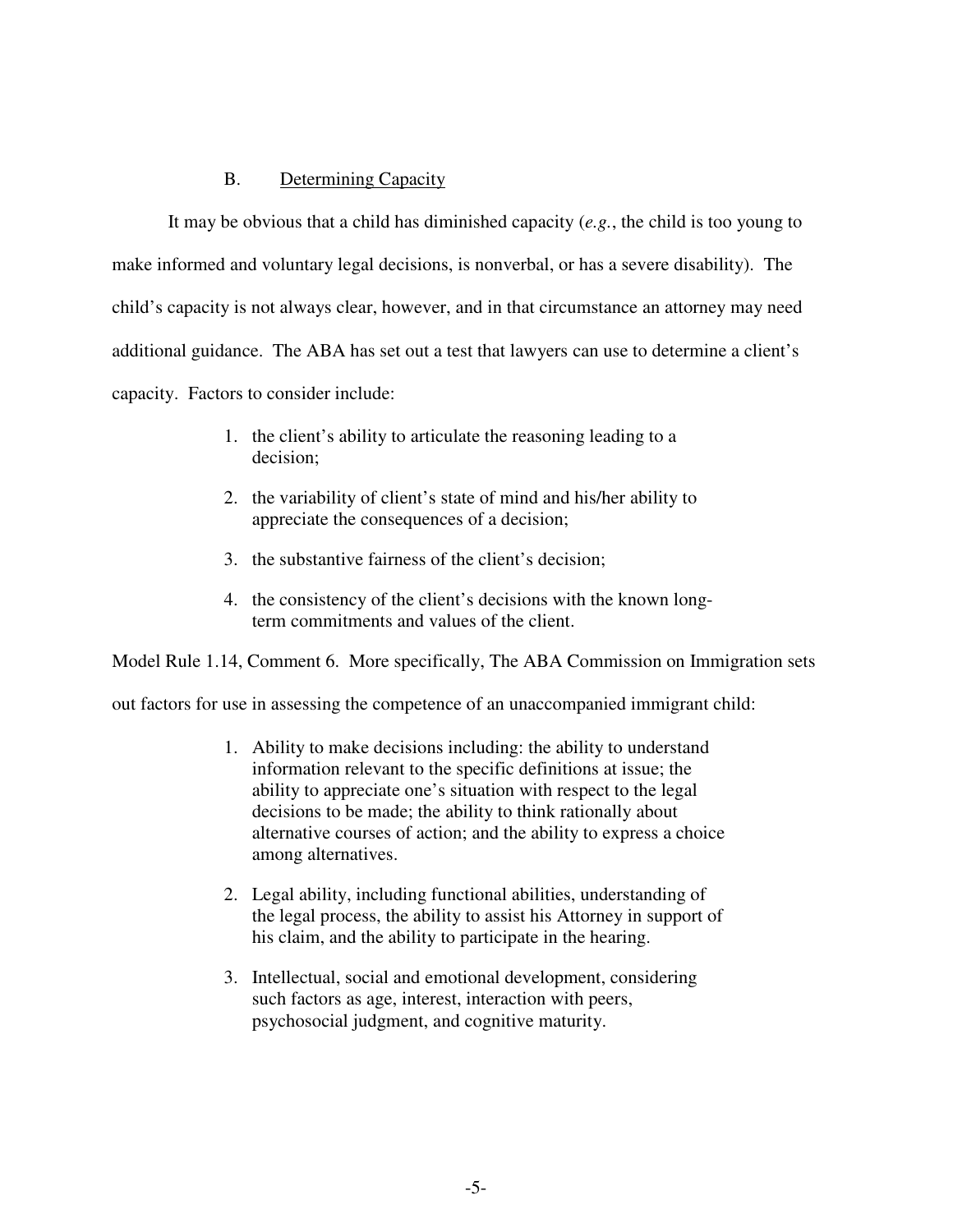### B. Determining Capacity

It may be obvious that a child has diminished capacity (*e.g.*, the child is too young to make informed and voluntary legal decisions, is nonverbal, or has a severe disability). The child's capacity is not always clear, however, and in that circumstance an attorney may need additional guidance. The ABA has set out a test that lawyers can use to determine a client's capacity. Factors to consider include:

1. the client's ability to articulate the reasoning leading to a decision;
2. the variability of client's state of mind and his/her ability to appreciate the consequences of a decision;
3. the substantive fairness of the client's decision;
4. the consistency of the client's decisions with the known long-term commitments and values of the client.

Model Rule 1.14, Comment 6. More specifically, The ABA Commission on Immigration sets out factors for use in assessing the competence of an unaccompanied immigrant child:

1. Ability to make decisions including: the ability to understand information relevant to the specific definitions at issue; the ability to appreciate one's situation with respect to the legal decisions to be made; the ability to think rationally about alternative courses of action; and the ability to express a choice among alternatives.
2. Legal ability, including functional abilities, understanding of the legal process, the ability to assist his Attorney in support of his claim, and the ability to participate in the hearing.
3. Intellectual, social and emotional development, considering such factors as age, interest, interaction with peers, psychosocial judgment, and cognitive maturity.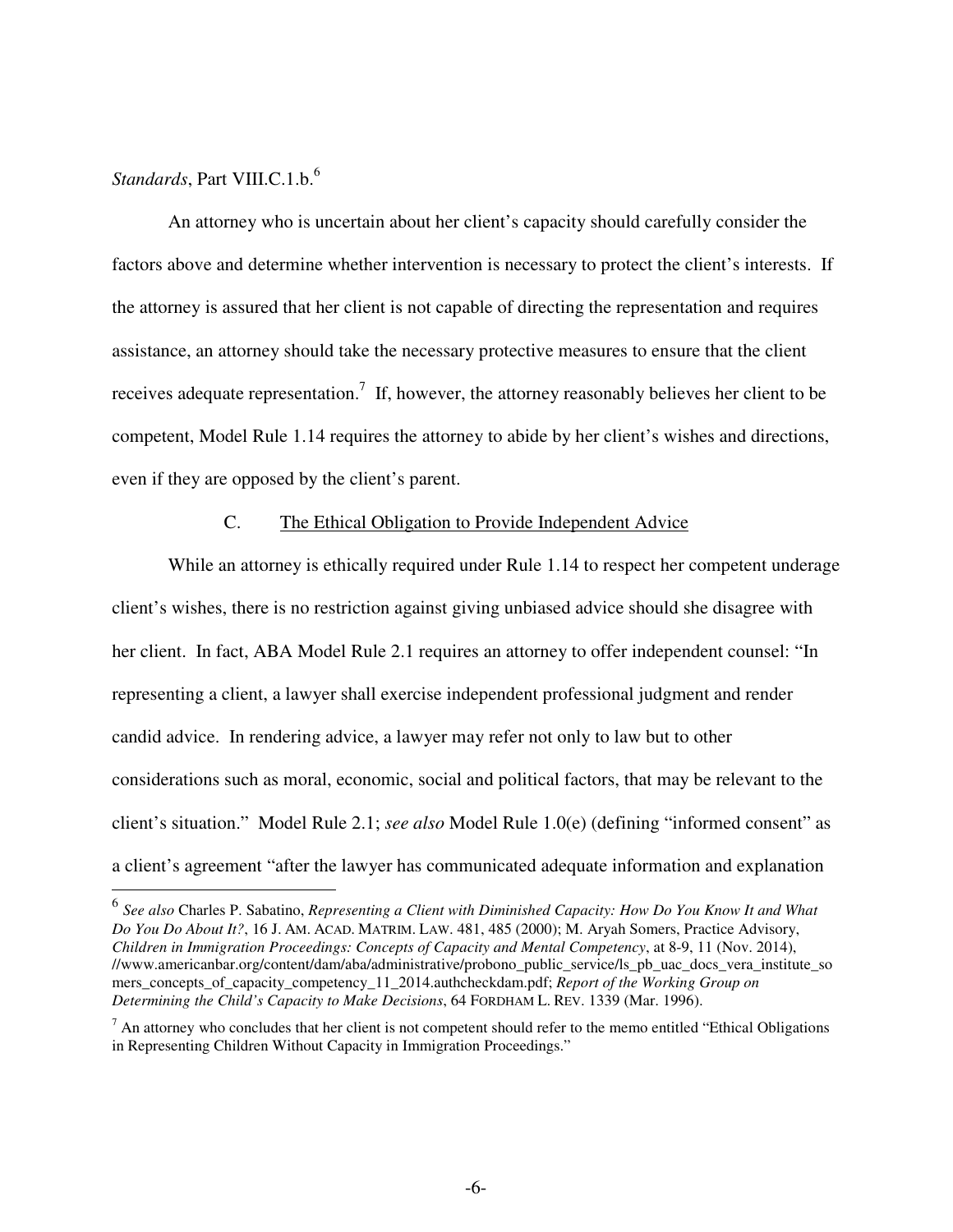*Standards*, Part VIII.C.1.b.[6]

An attorney who is uncertain about her client's capacity should carefully consider the factors above and determine whether intervention is necessary to protect the client's interests. If the attorney is assured that her client is not capable of directing the representation and requires assistance, an attorney should take the necessary protective measures to ensure that the client receives adequate representation.[7] If, however, the attorney reasonably believes her client to be competent, Model Rule 1.14 requires the attorney to abide by her client's wishes and directions, even if they are opposed by the client's parent.

### C. <u>The Ethical Obligation to Provide Independent Advice</u>

While an attorney is ethically required under Rule 1.14 to respect her competent underage client's wishes, there is no restriction against giving unbiased advice should she disagree with her client. In fact, ABA Model Rule 2.1 requires an attorney to offer independent counsel: "In representing a client, a lawyer shall exercise independent professional judgment and render candid advice. In rendering advice, a lawyer may refer not only to law but to other considerations such as moral, economic, social and political factors, that may be relevant to the client's situation." Model Rule 2.1; *see also* Model Rule 1.0(e) (defining "informed consent" as a client's agreement "after the lawyer has communicated adequate information and explanation

---

[6] *See also* Charles P. Sabatino, *Representing a Client with Diminished Capacity: How Do You Know It and What Do You Do About It?*, 16 J. AM. ACAD. MATRIM. LAW. 481, 485 (2000); M. Aryah Somers, Practice Advisory, *Children in Immigration Proceedings: Concepts of Capacity and Mental Competency*, at 8-9, 11 (Nov. 2014), //www.americanbar.org/content/dam/aba/administrative/probono_public_service/ls_pb_uac_docs_vera_institute_somers_concepts_of_capacity_competency_11_2014.authcheckdam.pdf; *Report of the Working Group on Determining the Child's Capacity to Make Decisions*, 64 FORDHAM L. REV. 1339 (Mar. 1996).

[7] An attorney who concludes that her client is not competent should refer to the memo entitled "Ethical Obligations in Representing Children Without Capacity in Immigration Proceedings."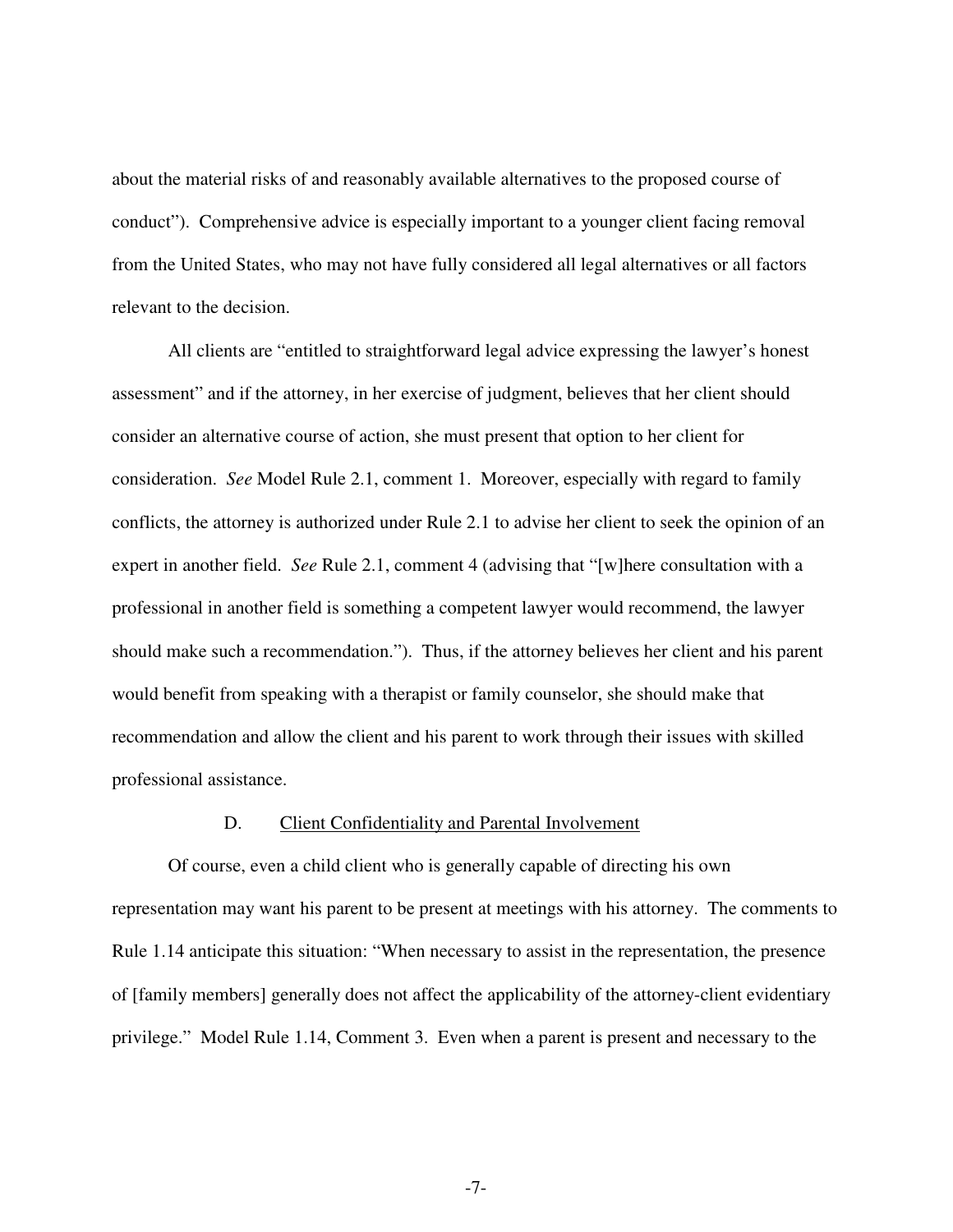about the material risks of and reasonably available alternatives to the proposed course of conduct"). Comprehensive advice is especially important to a younger client facing removal from the United States, who may not have fully considered all legal alternatives or all factors relevant to the decision.

All clients are "entitled to straightforward legal advice expressing the lawyer's honest assessment" and if the attorney, in her exercise of judgment, believes that her client should consider an alternative course of action, she must present that option to her client for consideration. *See* Model Rule 2.1, comment 1. Moreover, especially with regard to family conflicts, the attorney is authorized under Rule 2.1 to advise her client to seek the opinion of an expert in another field. *See* Rule 2.1, comment 4 (advising that "[w]here consultation with a professional in another field is something a competent lawyer would recommend, the lawyer should make such a recommendation."). Thus, if the attorney believes her client and his parent would benefit from speaking with a therapist or family counselor, she should make that recommendation and allow the client and his parent to work through their issues with skilled professional assistance.

### D. Client Confidentiality and Parental Involvement

Of course, even a child client who is generally capable of directing his own representation may want his parent to be present at meetings with his attorney. The comments to Rule 1.14 anticipate this situation: "When necessary to assist in the representation, the presence of [family members] generally does not affect the applicability of the attorney-client evidentiary privilege." Model Rule 1.14, Comment 3. Even when a parent is present and necessary to the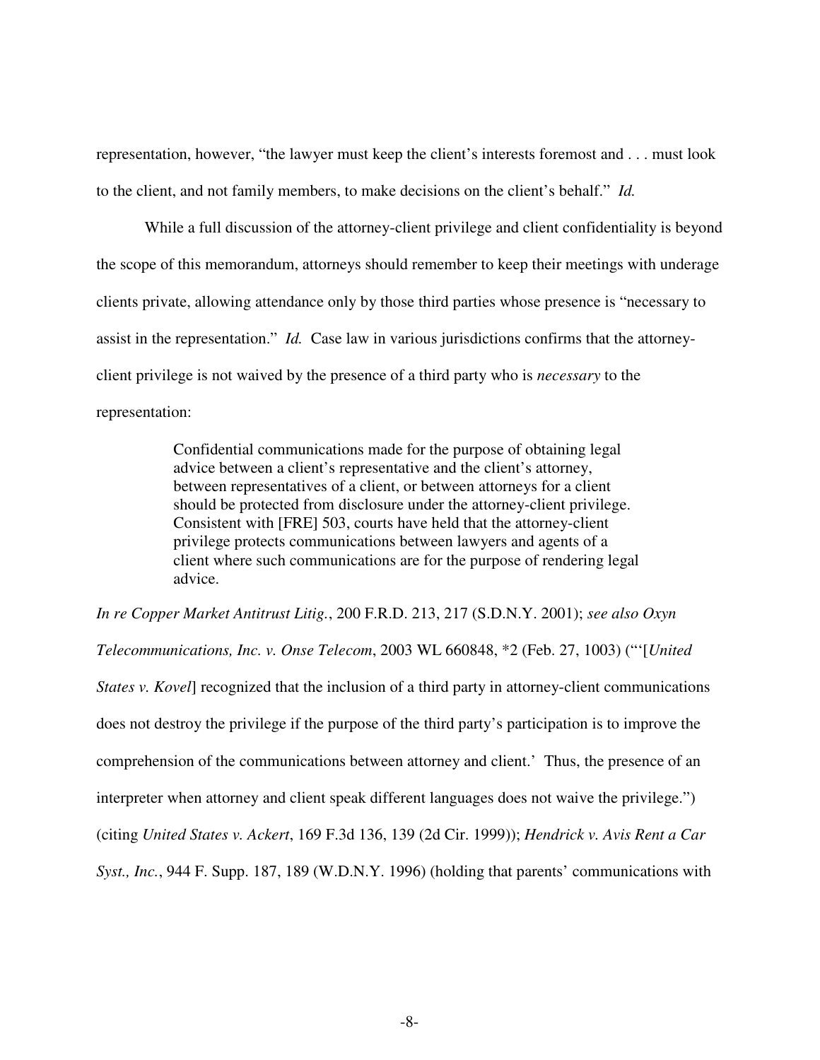representation, however, "the lawyer must keep the client's interests foremost and . . . must look to the client, and not family members, to make decisions on the client's behalf." *Id.*

While a full discussion of the attorney-client privilege and client confidentiality is beyond the scope of this memorandum, attorneys should remember to keep their meetings with underage clients private, allowing attendance only by those third parties whose presence is "necessary to assist in the representation." *Id.* Case law in various jurisdictions confirms that the attorney-client privilege is not waived by the presence of a third party who is *necessary* to the representation:

> Confidential communications made for the purpose of obtaining legal advice between a client's representative and the client's attorney, between representatives of a client, or between attorneys for a client should be protected from disclosure under the attorney-client privilege. Consistent with [FRE] 503, courts have held that the attorney-client privilege protects communications between lawyers and agents of a client where such communications are for the purpose of rendering legal advice.

*In re Copper Market Antitrust Litig.*, 200 F.R.D. 213, 217 (S.D.N.Y. 2001); *see also Oxyn Telecommunications, Inc. v. Onse Telecom*, 2003 WL 660848, *2 (Feb. 27, 1003) ("'[*United States v. Kovel*] recognized that the inclusion of a third party in attorney-client communications does not destroy the privilege if the purpose of the third party's participation is to improve the comprehension of the communications between attorney and client.' Thus, the presence of an interpreter when attorney and client speak different languages does not waive the privilege.") (citing *United States v. Ackert*, 169 F.3d 136, 139 (2d Cir. 1999)); *Hendrick v. Avis Rent a Car Syst., Inc.*, 944 F. Supp. 187, 189 (W.D.N.Y. 1996) (holding that parents' communications with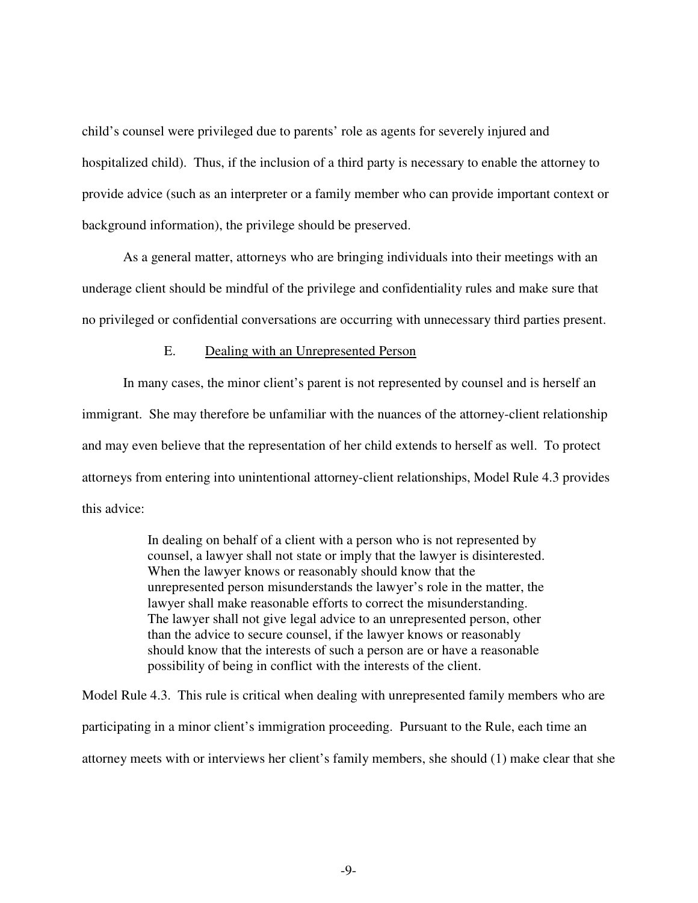child's counsel were privileged due to parents' role as agents for severely injured and hospitalized child). Thus, if the inclusion of a third party is necessary to enable the attorney to provide advice (such as an interpreter or a family member who can provide important context or background information), the privilege should be preserved.

As a general matter, attorneys who are bringing individuals into their meetings with an underage client should be mindful of the privilege and confidentiality rules and make sure that no privileged or confidential conversations are occurring with unnecessary third parties present.

### E. Dealing with an Unrepresented Person

In many cases, the minor client's parent is not represented by counsel and is herself an immigrant. She may therefore be unfamiliar with the nuances of the attorney-client relationship and may even believe that the representation of her child extends to herself as well. To protect attorneys from entering into unintentional attorney-client relationships, Model Rule 4.3 provides this advice:

> In dealing on behalf of a client with a person who is not represented by counsel, a lawyer shall not state or imply that the lawyer is disinterested. When the lawyer knows or reasonably should know that the unrepresented person misunderstands the lawyer's role in the matter, the lawyer shall make reasonable efforts to correct the misunderstanding. The lawyer shall not give legal advice to an unrepresented person, other than the advice to secure counsel, if the lawyer knows or reasonably should know that the interests of such a person are or have a reasonable possibility of being in conflict with the interests of the client.

Model Rule 4.3. This rule is critical when dealing with unrepresented family members who are participating in a minor client's immigration proceeding. Pursuant to the Rule, each time an attorney meets with or interviews her client's family members, she should (1) make clear that she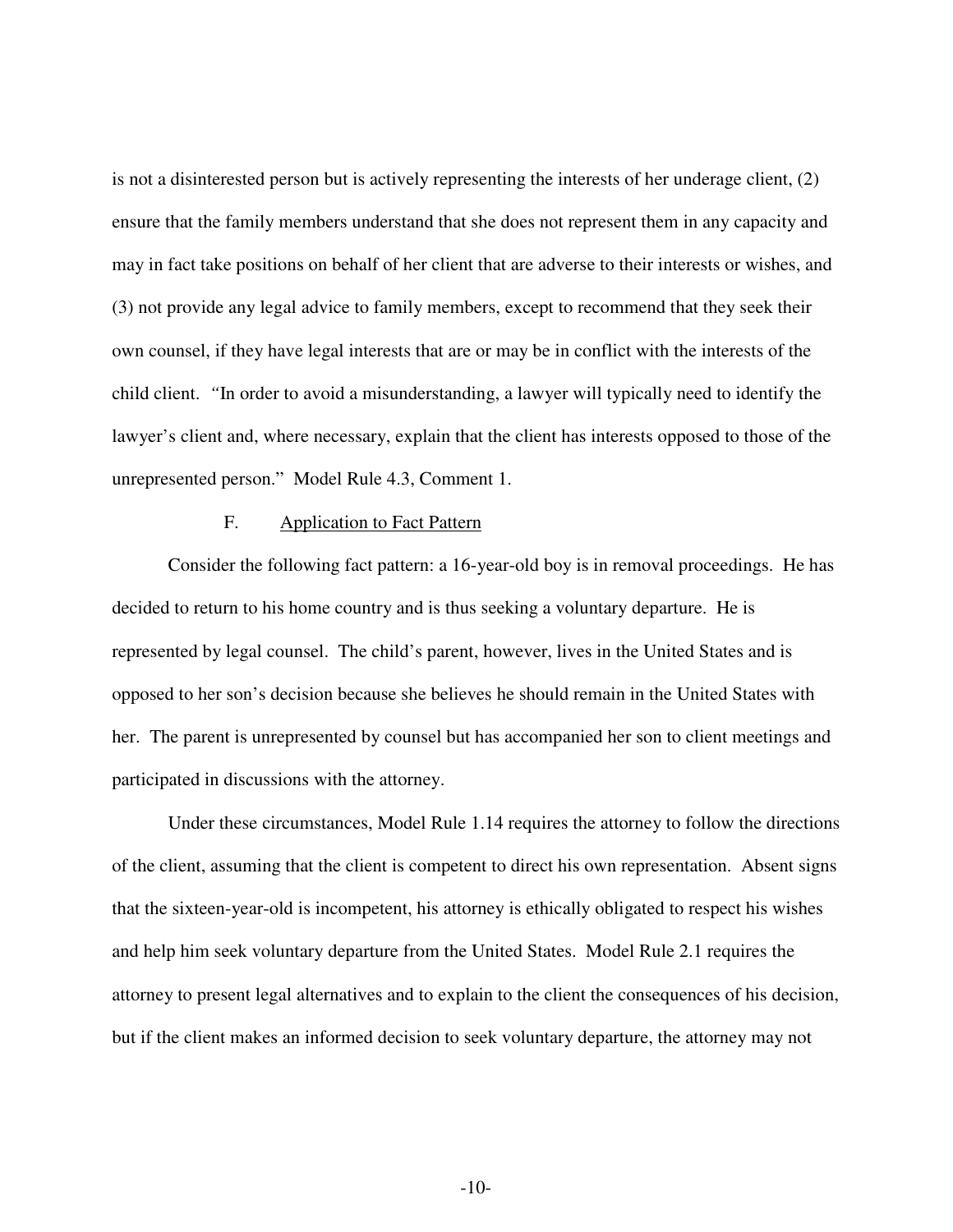is not a disinterested person but is actively representing the interests of her underage client, (2) ensure that the family members understand that she does not represent them in any capacity and may in fact take positions on behalf of her client that are adverse to their interests or wishes, and (3) not provide any legal advice to family members, except to recommend that they seek their own counsel, if they have legal interests that are or may be in conflict with the interests of the child client. "In order to avoid a misunderstanding, a lawyer will typically need to identify the lawyer's client and, where necessary, explain that the client has interests opposed to those of the unrepresented person." Model Rule 4.3, Comment 1.

### F. Application to Fact Pattern

Consider the following fact pattern: a 16-year-old boy is in removal proceedings. He has decided to return to his home country and is thus seeking a voluntary departure. He is represented by legal counsel. The child's parent, however, lives in the United States and is opposed to her son's decision because she believes he should remain in the United States with her. The parent is unrepresented by counsel but has accompanied her son to client meetings and participated in discussions with the attorney.

Under these circumstances, Model Rule 1.14 requires the attorney to follow the directions of the client, assuming that the client is competent to direct his own representation. Absent signs that the sixteen-year-old is incompetent, his attorney is ethically obligated to respect his wishes and help him seek voluntary departure from the United States. Model Rule 2.1 requires the attorney to present legal alternatives and to explain to the client the consequences of his decision, but if the client makes an informed decision to seek voluntary departure, the attorney may not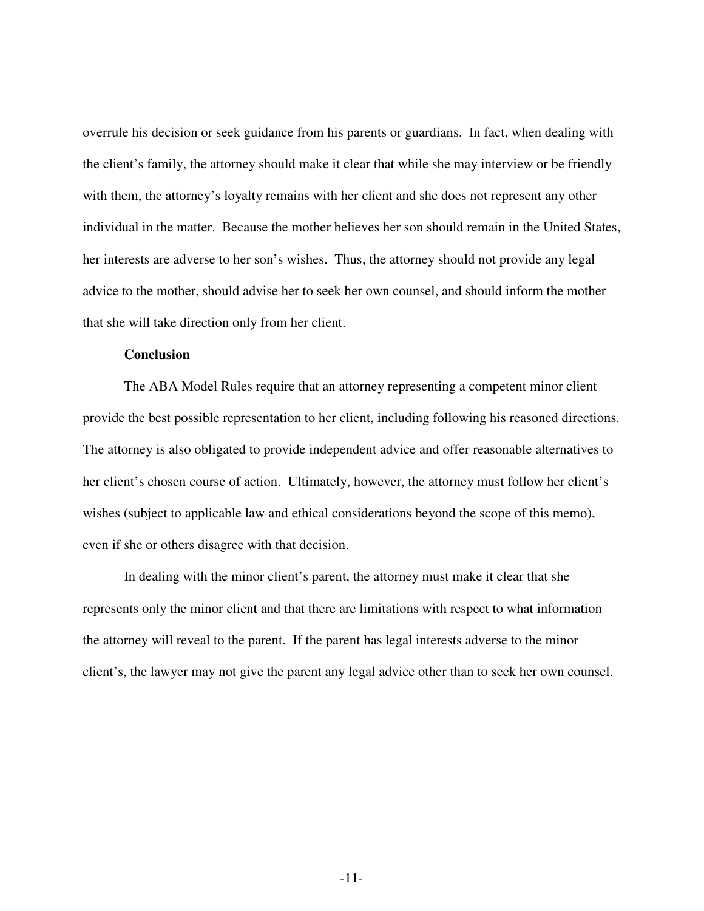overrule his decision or seek guidance from his parents or guardians. In fact, when dealing with the client's family, the attorney should make it clear that while she may interview or be friendly with them, the attorney's loyalty remains with her client and she does not represent any other individual in the matter. Because the mother believes her son should remain in the United States, her interests are adverse to her son's wishes. Thus, the attorney should not provide any legal advice to the mother, should advise her to seek her own counsel, and should inform the mother that she will take direction only from her client.

**Conclusion**

The ABA Model Rules require that an attorney representing a competent minor client provide the best possible representation to her client, including following his reasoned directions. The attorney is also obligated to provide independent advice and offer reasonable alternatives to her client's chosen course of action. Ultimately, however, the attorney must follow her client's wishes (subject to applicable law and ethical considerations beyond the scope of this memo), even if she or others disagree with that decision.

In dealing with the minor client's parent, the attorney must make it clear that she represents only the minor client and that there are limitations with respect to what information the attorney will reveal to the parent. If the parent has legal interests adverse to the minor client's, the lawyer may not give the parent any legal advice other than to seek her own counsel.